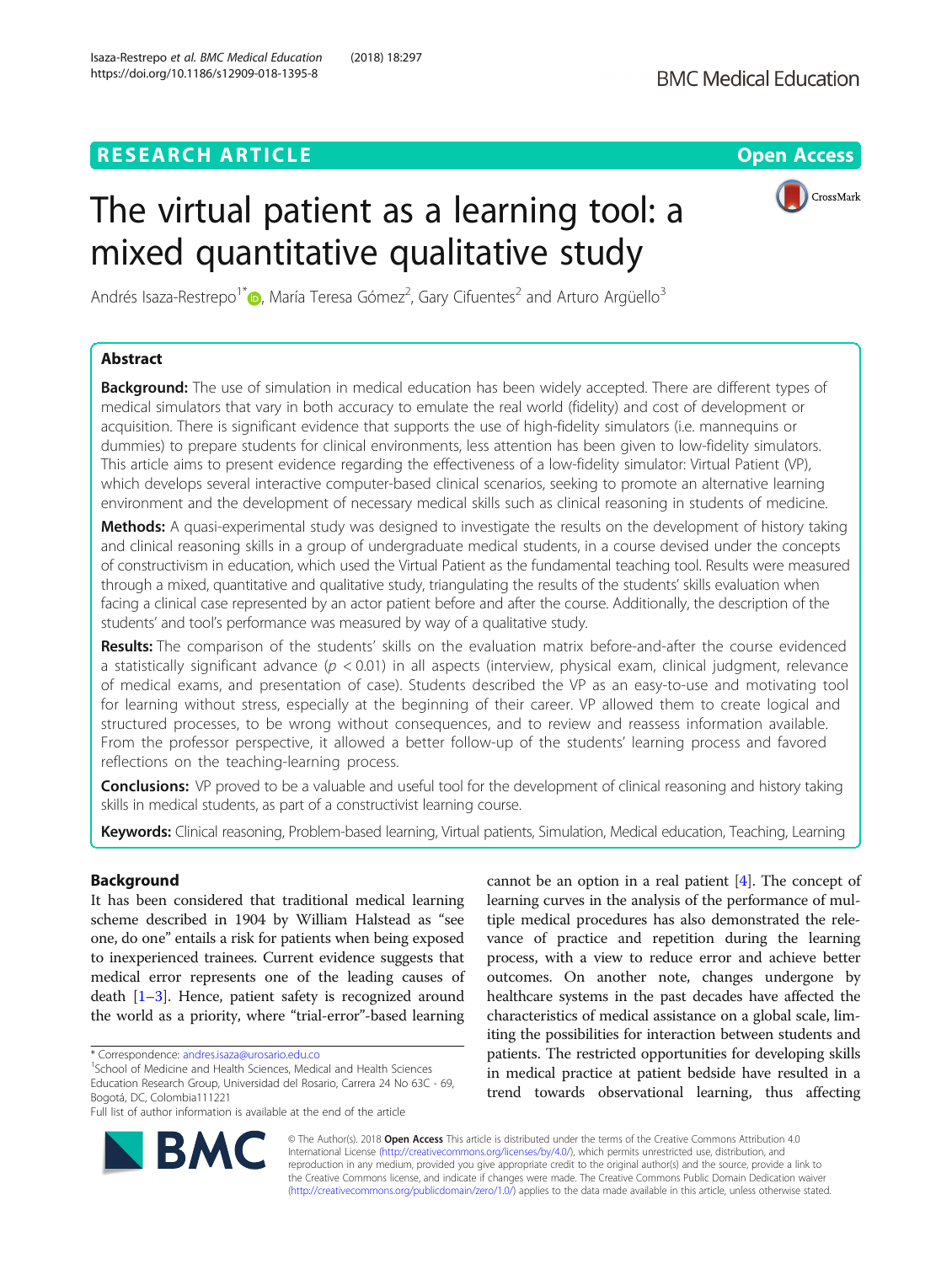RESEARCH ARTICLE

Open Access

# The virtual patient as a learning tool: a mixed quantitative qualitative study

Andrés Isaza-Restrepo[1*], María Teresa Gómez[2], Gary Cifuentes[2] and Arturo Argüello[3]

## Abstract

**Background:** The use of simulation in medical education has been widely accepted. There are different types of medical simulators that vary in both accuracy to emulate the real world (fidelity) and cost of development or acquisition. There is significant evidence that supports the use of high-fidelity simulators (i.e. mannequins or dummies) to prepare students for clinical environments, less attention has been given to low-fidelity simulators. This article aims to present evidence regarding the effectiveness of a low-fidelity simulator: Virtual Patient (VP), which develops several interactive computer-based clinical scenarios, seeking to promote an alternative learning environment and the development of necessary medical skills such as clinical reasoning in students of medicine.

**Methods:** A quasi-experimental study was designed to investigate the results on the development of history taking and clinical reasoning skills in a group of undergraduate medical students, in a course devised under the concepts of constructivism in education, which used the Virtual Patient as the fundamental teaching tool. Results were measured through a mixed, quantitative and qualitative study, triangulating the results of the students' skills evaluation when facing a clinical case represented by an actor patient before and after the course. Additionally, the description of the students' and tool's performance was measured by way of a qualitative study.

**Results:** The comparison of the students' skills on the evaluation matrix before-and-after the course evidenced a statistically significant advance ($p < 0.01$) in all aspects (interview, physical exam, clinical judgment, relevance of medical exams, and presentation of case). Students described the VP as an easy-to-use and motivating tool for learning without stress, especially at the beginning of their career. VP allowed them to create logical and structured processes, to be wrong without consequences, and to review and reassess information available. From the professor perspective, it allowed a better follow-up of the students' learning process and favored reflections on the teaching-learning process.

**Conclusions:** VP proved to be a valuable and useful tool for the development of clinical reasoning and history taking skills in medical students, as part of a constructivist learning course.

**Keywords:** Clinical reasoning, Problem-based learning, Virtual patients, Simulation, Medical education, Teaching, Learning

## Background

It has been considered that traditional medical learning scheme described in 1904 by William Halstead as "see one, do one" entails a risk for patients when being exposed to inexperienced trainees. Current evidence suggests that medical error represents one of the leading causes of death [1–3]. Hence, patient safety is recognized around the world as a priority, where "trial-error"-based learning cannot be an option in a real patient [4]. The concept of learning curves in the analysis of the performance of multiple medical procedures has also demonstrated the relevance of practice and repetition during the learning process, with a view to reduce error and achieve better outcomes. On another note, changes undergone by healthcare systems in the past decades have affected the characteristics of medical assistance on a global scale, limiting the possibilities for interaction between students and patients. The restricted opportunities for developing skills in medical practice at patient bedside have resulted in a trend towards observational learning, thus affecting

\* Correspondence: andres.isaza@urosario.edu.co
[1]School of Medicine and Health Sciences, Medical and Health Sciences Education Research Group, Universidad del Rosario, Carrera 24 No 63C - 69, Bogotá, DC, Colombia111221
Full list of author information is available at the end of the article

© The Author(s). 2018 **Open Access** This article is distributed under the terms of the Creative Commons Attribution 4.0 International License (http://creativecommons.org/licenses/by/4.0/), which permits unrestricted use, distribution, and reproduction in any medium, provided you give appropriate credit to the original author(s) and the source, provide a link to the Creative Commons license, and indicate if changes were made. The Creative Commons Public Domain Dedication waiver (http://creativecommons.org/publicdomain/zero/1.0/) applies to the data made available in this article, unless otherwise stated.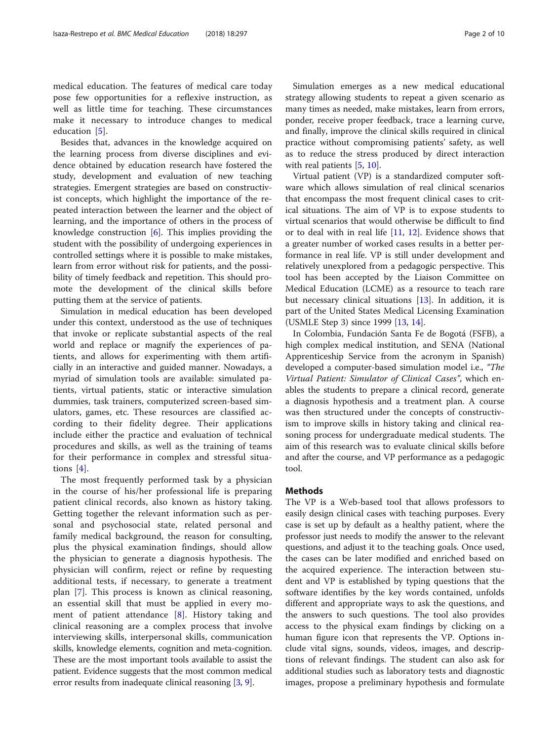medical education. The features of medical care today pose few opportunities for a reflexive instruction, as well as little time for teaching. These circumstances make it necessary to introduce changes to medical education [5].

Besides that, advances in the knowledge acquired on the learning process from diverse disciplines and evidence obtained by education research have fostered the study, development and evaluation of new teaching strategies. Emergent strategies are based on constructivist concepts, which highlight the importance of the repeated interaction between the learner and the object of learning, and the importance of others in the process of knowledge construction [6]. This implies providing the student with the possibility of undergoing experiences in controlled settings where it is possible to make mistakes, learn from error without risk for patients, and the possibility of timely feedback and repetition. This should promote the development of the clinical skills before putting them at the service of patients.

Simulation in medical education has been developed under this context, understood as the use of techniques that invoke or replicate substantial aspects of the real world and replace or magnify the experiences of patients, and allows for experimenting with them artificially in an interactive and guided manner. Nowadays, a myriad of simulation tools are available: simulated patients, virtual patients, static or interactive simulation dummies, task trainers, computerized screen-based simulators, games, etc. These resources are classified according to their fidelity degree. Their applications include either the practice and evaluation of technical procedures and skills, as well as the training of teams for their performance in complex and stressful situations [4].

The most frequently performed task by a physician in the course of his/her professional life is preparing patient clinical records, also known as history taking. Getting together the relevant information such as personal and psychosocial state, related personal and family medical background, the reason for consulting, plus the physical examination findings, should allow the physician to generate a diagnosis hypothesis. The physician will confirm, reject or refine by requesting additional tests, if necessary, to generate a treatment plan [7]. This process is known as clinical reasoning, an essential skill that must be applied in every moment of patient attendance [8]. History taking and clinical reasoning are a complex process that involve interviewing skills, interpersonal skills, communication skills, knowledge elements, cognition and meta-cognition. These are the most important tools available to assist the patient. Evidence suggests that the most common medical error results from inadequate clinical reasoning [3, 9].

Simulation emerges as a new medical educational strategy allowing students to repeat a given scenario as many times as needed, make mistakes, learn from errors, ponder, receive proper feedback, trace a learning curve, and finally, improve the clinical skills required in clinical practice without compromising patients' safety, as well as to reduce the stress produced by direct interaction with real patients [5, 10].

Virtual patient (VP) is a standardized computer software which allows simulation of real clinical scenarios that encompass the most frequent clinical cases to critical situations. The aim of VP is to expose students to virtual scenarios that would otherwise be difficult to find or to deal with in real life [11, 12]. Evidence shows that a greater number of worked cases results in a better performance in real life. VP is still under development and relatively unexplored from a pedagogic perspective. This tool has been accepted by the Liaison Committee on Medical Education (LCME) as a resource to teach rare but necessary clinical situations [13]. In addition, it is part of the United States Medical Licensing Examination (USMLE Step 3) since 1999 [13, 14].

In Colombia, Fundación Santa Fe de Bogotá (FSFB), a high complex medical institution, and SENA (National Apprenticeship Service from the acronym in Spanish) developed a computer-based simulation model i.e., *"The Virtual Patient: Simulator of Clinical Cases"*, which enables the students to prepare a clinical record, generate a diagnosis hypothesis and a treatment plan. A course was then structured under the concepts of constructivism to improve skills in history taking and clinical reasoning process for undergraduate medical students. The aim of this research was to evaluate clinical skills before and after the course, and VP performance as a pedagogic tool.

## Methods

The VP is a Web-based tool that allows professors to easily design clinical cases with teaching purposes. Every case is set up by default as a healthy patient, where the professor just needs to modify the answer to the relevant questions, and adjust it to the teaching goals. Once used, the cases can be later modified and enriched based on the acquired experience. The interaction between student and VP is established by typing questions that the software identifies by the key words contained, unfolds different and appropriate ways to ask the questions, and the answers to such questions. The tool also provides access to the physical exam findings by clicking on a human figure icon that represents the VP. Options include vital signs, sounds, videos, images, and descriptions of relevant findings. The student can also ask for additional studies such as laboratory tests and diagnostic images, propose a preliminary hypothesis and formulate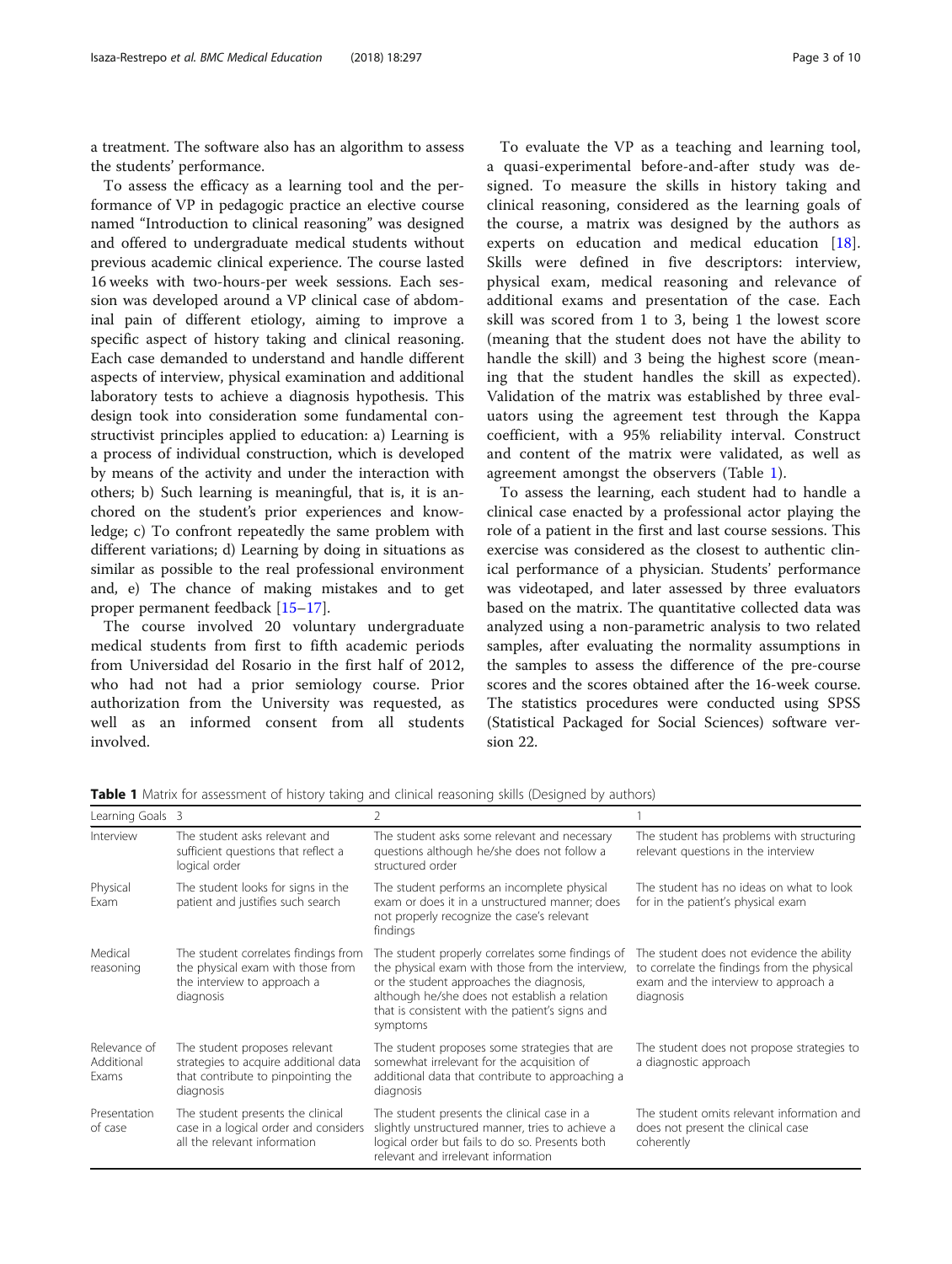a treatment. The software also has an algorithm to assess the students' performance.

To assess the efficacy as a learning tool and the performance of VP in pedagogic practice an elective course named "Introduction to clinical reasoning" was designed and offered to undergraduate medical students without previous academic clinical experience. The course lasted 16 weeks with two-hours-per week sessions. Each session was developed around a VP clinical case of abdominal pain of different etiology, aiming to improve a specific aspect of history taking and clinical reasoning. Each case demanded to understand and handle different aspects of interview, physical examination and additional laboratory tests to achieve a diagnosis hypothesis. This design took into consideration some fundamental constructivist principles applied to education: a) Learning is a process of individual construction, which is developed by means of the activity and under the interaction with others; b) Such learning is meaningful, that is, it is anchored on the student's prior experiences and knowledge; c) To confront repeatedly the same problem with different variations; d) Learning by doing in situations as similar as possible to the real professional environment and, e) The chance of making mistakes and to get proper permanent feedback [15–17].

The course involved 20 voluntary undergraduate medical students from first to fifth academic periods from Universidad del Rosario in the first half of 2012, who had not had a prior semiology course. Prior authorization from the University was requested, as well as an informed consent from all students involved.

To evaluate the VP as a teaching and learning tool, a quasi-experimental before-and-after study was designed. To measure the skills in history taking and clinical reasoning, considered as the learning goals of the course, a matrix was designed by the authors as experts on education and medical education [18]. Skills were defined in five descriptors: interview, physical exam, medical reasoning and relevance of additional exams and presentation of the case. Each skill was scored from 1 to 3, being 1 the lowest score (meaning that the student does not have the ability to handle the skill) and 3 being the highest score (meaning that the student handles the skill as expected). Validation of the matrix was established by three evaluators using the agreement test through the Kappa coefficient, with a 95% reliability interval. Construct and content of the matrix were validated, as well as agreement amongst the observers (Table 1).

To assess the learning, each student had to handle a clinical case enacted by a professional actor playing the role of a patient in the first and last course sessions. This exercise was considered as the closest to authentic clinical performance of a physician. Students' performance was videotaped, and later assessed by three evaluators based on the matrix. The quantitative collected data was analyzed using a non-parametric analysis to two related samples, after evaluating the normality assumptions in the samples to assess the difference of the pre-course scores and the scores obtained after the 16-week course. The statistics procedures were conducted using SPSS (Statistical Packaged for Social Sciences) software version 22.

**Table 1** Matrix for assessment of history taking and clinical reasoning skills (Designed by authors)

| Learning Goals | 3 | 2 | 1 |
|---|---|---|---|
| Interview | The student asks relevant and sufficient questions that reflect a logical order | The student asks some relevant and necessary questions although he/she does not follow a structured order | The student has problems with structuring relevant questions in the interview |
| Physical Exam | The student looks for signs in the patient and justifies such search | The student performs an incomplete physical exam or does it in a unstructured manner; does not properly recognize the case's relevant findings | The student has no ideas on what to look for in the patient's physical exam |
| Medical reasoning | The student correlates findings from the physical exam with those from the interview to approach a diagnosis | The student properly correlates some findings of the physical exam with those from the interview, or the student approaches the diagnosis, although he/she does not establish a relation that is consistent with the patient's signs and symptoms | The student does not evidence the ability to correlate the findings from the physical exam and the interview to approach a diagnosis |
| Relevance of Additional Exams | The student proposes relevant strategies to acquire additional data that contribute to pinpointing the diagnosis | The student proposes some strategies that are somewhat irrelevant for the acquisition of additional data that contribute to approaching a diagnosis | The student does not propose strategies to a diagnostic approach |
| Presentation of case | The student presents the clinical case in a logical order and considers all the relevant information | The student presents the clinical case in a slightly unstructured manner, tries to achieve a logical order but fails to do so. Presents both relevant and irrelevant information | The student omits relevant information and does not present the clinical case coherently |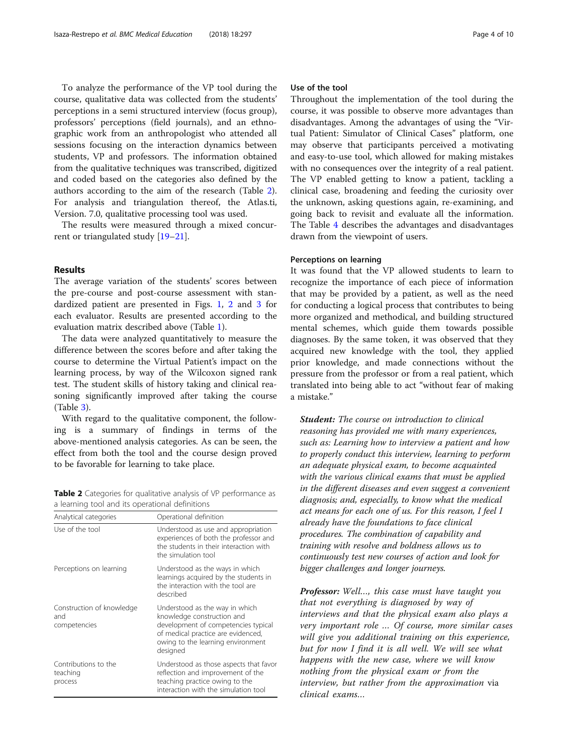To analyze the performance of the VP tool during the course, qualitative data was collected from the students' perceptions in a semi structured interview (focus group), professors' perceptions (field journals), and an ethnographic work from an anthropologist who attended all sessions focusing on the interaction dynamics between students, VP and professors. The information obtained from the qualitative techniques was transcribed, digitized and coded based on the categories also defined by the authors according to the aim of the research (Table 2). For analysis and triangulation thereof, the Atlas.ti, Version. 7.0, qualitative processing tool was used.

The results were measured through a mixed concurrent or triangulated study [19–21].

## Results

The average variation of the students' scores between the pre-course and post-course assessment with standardized patient are presented in Figs. 1, 2 and 3 for each evaluator. Results are presented according to the evaluation matrix described above (Table 1).

The data were analyzed quantitatively to measure the difference between the scores before and after taking the course to determine the Virtual Patient's impact on the learning process, by way of the Wilcoxon signed rank test. The student skills of history taking and clinical reasoning significantly improved after taking the course (Table 3).

With regard to the qualitative component, the following is a summary of findings in terms of the above-mentioned analysis categories. As can be seen, the effect from both the tool and the course design proved to be favorable for learning to take place.

**Table 2** Categories for qualitative analysis of VP performance as a learning tool and its operational definitions

| Analytical categories | Operational definition |
| --- | --- |
| Use of the tool | Understood as use and appropriation experiences of both the professor and the students in their interaction with the simulation tool |
| Perceptions on learning | Understood as the ways in which learnings acquired by the students in the interaction with the tool are described |
| Construction of knowledge and competencies | Understood as the way in which knowledge construction and development of competencies typical of medical practice are evidenced, owing to the learning environment designed |
| Contributions to the teaching process | Understood as those aspects that favor reflection and improvement of the teaching practice owing to the interaction with the simulation tool |

### Use of the tool

Throughout the implementation of the tool during the course, it was possible to observe more advantages than disadvantages. Among the advantages of using the "Virtual Patient: Simulator of Clinical Cases" platform, one may observe that participants perceived a motivating and easy-to-use tool, which allowed for making mistakes with no consequences over the integrity of a real patient. The VP enabled getting to know a patient, tackling a clinical case, broadening and feeding the curiosity over the unknown, asking questions again, re-examining, and going back to revisit and evaluate all the information. The Table 4 describes the advantages and disadvantages drawn from the viewpoint of users.

### Perceptions on learning

It was found that the VP allowed students to learn to recognize the importance of each piece of information that may be provided by a patient, as well as the need for conducting a logical process that contributes to being more organized and methodical, and building structured mental schemes, which guide them towards possible diagnoses. By the same token, it was observed that they acquired new knowledge with the tool, they applied prior knowledge, and made connections without the pressure from the professor or from a real patient, which translated into being able to act "without fear of making a mistake."

> ***Student:*** *The course on introduction to clinical reasoning has provided me with many experiences, such as: Learning how to interview a patient and how to properly conduct this interview, learning to perform an adequate physical exam, to become acquainted with the various clinical exams that must be applied in the different diseases and even suggest a convenient diagnosis; and, especially, to know what the medical act means for each one of us. For this reason, I feel I already have the foundations to face clinical procedures. The combination of capability and training with resolve and boldness allows us to continuously test new courses of action and look for bigger challenges and longer journeys.*

> ***Professor:*** *Well..., this case must have taught you that not everything is diagnosed by way of interviews and that the physical exam also plays a very important role ... Of course, more similar cases will give you additional training on this experience, but for now I find it is all well. We will see what happens with the new case, where we will know nothing from the physical exam or from the interview, but rather from the approximation* via *clinical exams...*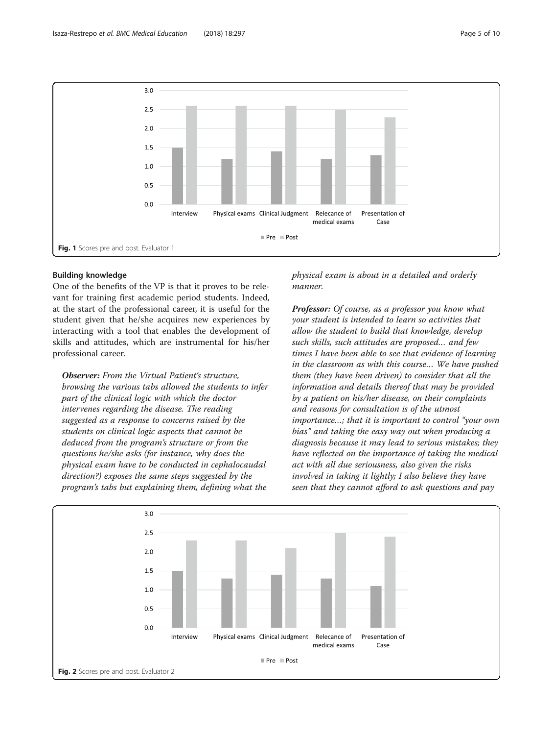3.0
2.5
2.0
1.5
1.0
0.5
0.0

Interview
Physical exams
Clinical Judgment
Relecance of medical exams
Presentation of Case

Pre
Post

Fig. 1 Scores pre and post. Evaluator 1

### Building knowledge

One of the benefits of the VP is that it proves to be relevant for training first academic period students. Indeed, at the start of the professional career, it is useful for the student given that he/she acquires new experiences by interacting with a tool that enables the development of skills and attitudes, which are instrumental for his/her professional career.

> ***Observer:*** *From the Virtual Patient's structure, browsing the various tabs allowed the students to infer part of the clinical logic with which the doctor intervenes regarding the disease. The reading suggested as a response to concerns raised by the students on clinical logic aspects that cannot be deduced from the program's structure or from the questions he/she asks (for instance, why does the physical exam have to be conducted in cephalocaudal direction?) exposes the same steps suggested by the program's tabs but explaining them, defining what the physical exam is about in a detailed and orderly manner.*

> ***Professor:*** *Of course, as a professor you know what your student is intended to learn so activities that allow the student to build that knowledge, develop such skills, such attitudes are proposed… and few times I have been able to see that evidence of learning in the classroom as with this course… We have pushed them (they have been driven) to consider that all the information and details thereof that may be provided by a patient on his/her disease, on their complaints and reasons for consultation is of the utmost importance…; that it is important to control "your own bias" and taking the easy way out when producing a diagnosis because it may lead to serious mistakes; they have reflected on the importance of taking the medical act with all due seriousness, also given the risks involved in taking it lightly; I also believe they have seen that they cannot afford to ask questions and pay*

3.0
2.5
2.0
1.5
1.0
0.5
0.0

Interview
Physical exams
Clinical Judgment
Relecance of medical exams
Presentation of Case

Pre
Post

Fig. 2 Scores pre and post. Evaluator 2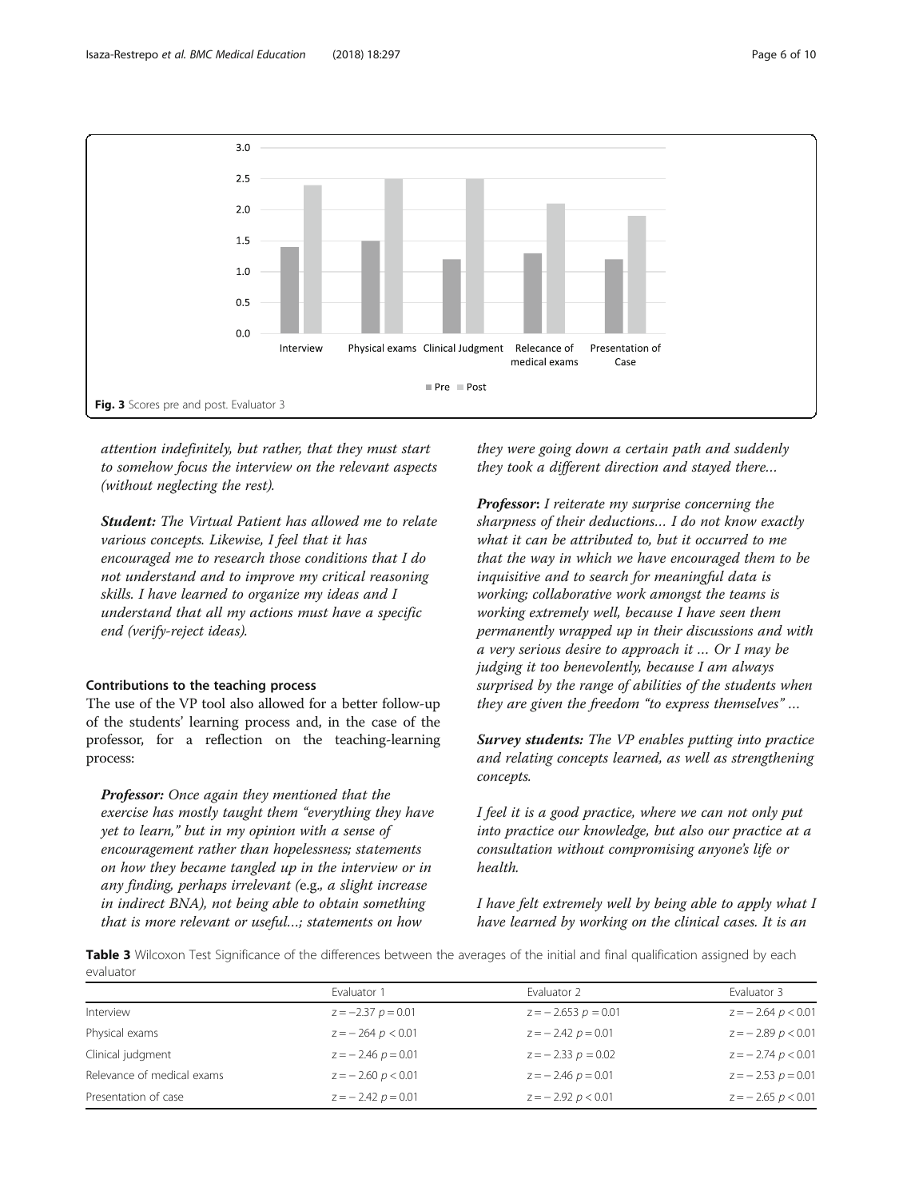3.0
2.5
2.0
1.5
1.0
0.5
0.0

Interview
Physical exams
Clinical Judgment
Relecance of medical exams
Presentation of Case

Pre Post

Fig. 3 Scores pre and post. Evaluator 3

*attention indefinitely, but rather, that they must start to somehow focus the interview on the relevant aspects (without neglecting the rest).*

***Student:*** *The Virtual Patient has allowed me to relate various concepts. Likewise, I feel that it has encouraged me to research those conditions that I do not understand and to improve my critical reasoning skills. I have learned to organize my ideas and I understand that all my actions must have a specific end (verify-reject ideas).*

### Contributions to the teaching process

The use of the VP tool also allowed for a better follow-up of the students' learning process and, in the case of the professor, for a reflection on the teaching-learning process:

***Professor:*** *Once again they mentioned that the exercise has mostly taught them "everything they have yet to learn," but in my opinion with a sense of encouragement rather than hopelessness; statements on how they became tangled up in the interview or in any finding, perhaps irrelevant (*e.g.*, a slight increase in indirect BNA), not being able to obtain something that is more relevant or useful...; statements on how they were going down a certain path and suddenly they took a different direction and stayed there...*

***Professor*****:** *I reiterate my surprise concerning the sharpness of their deductions... I do not know exactly what it can be attributed to, but it occurred to me that the way in which we have encouraged them to be inquisitive and to search for meaningful data is working; collaborative work amongst the teams is working extremely well, because I have seen them permanently wrapped up in their discussions and with a very serious desire to approach it ... Or I may be judging it too benevolently, because I am always surprised by the range of abilities of the students when they are given the freedom "to express themselves" ...*

***Survey students:*** *The VP enables putting into practice and relating concepts learned, as well as strengthening concepts.*

*I feel it is a good practice, where we can not only put into practice our knowledge, but also our practice at a consultation without compromising anyone's life or health.*

*I have felt extremely well by being able to apply what I have learned by working on the clinical cases. It is an*

**Table 3** Wilcoxon Test Significance of the differences between the averages of the initial and final qualification assigned by each evaluator

| | Evaluator 1 | Evaluator 2 | Evaluator 3 |
|---|---|---|---|
| Interview | $z = -2.37$ $p = 0.01$ | $z = -2.653$ $p = 0.01$ | $z = -2.64$ $p < 0.01$ |
| Physical exams | $z = -264$ $p < 0.01$ | $z = -2.42$ $p = 0.01$ | $z = -2.89$ $p < 0.01$ |
| Clinical judgment | $z = -2.46$ $p = 0.01$ | $z = -2.33$ $p = 0.02$ | $z = -2.74$ $p < 0.01$ |
| Relevance of medical exams | $z = -2.60$ $p < 0.01$ | $z = -2.46$ $p = 0.01$ | $z = -2.53$ $p = 0.01$ |
| Presentation of case | $z = -2.42$ $p = 0.01$ | $z = -2.92$ $p < 0.01$ | $z = -2.65$ $p < 0.01$ |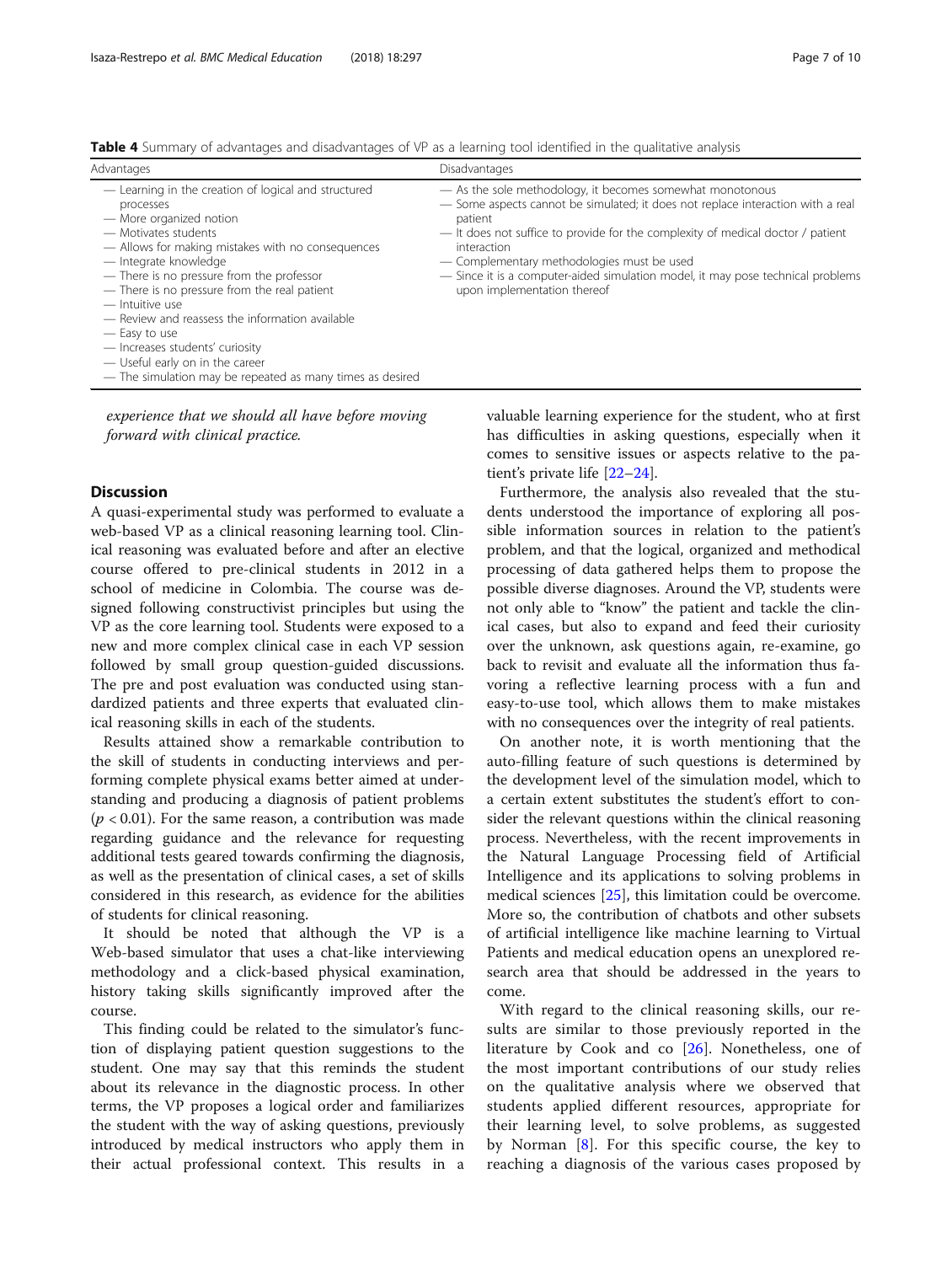**Table 4** Summary of advantages and disadvantages of VP as a learning tool identified in the qualitative analysis

| Advantages | Disadvantages |
| --- | --- |
| — Learning in the creation of logical and structured processes<br>— More organized notion<br>— Motivates students<br>— Allows for making mistakes with no consequences<br>— Integrate knowledge<br>— There is no pressure from the professor<br>— There is no pressure from the real patient<br>— Intuitive use<br>— Review and reassess the information available<br>— Easy to use<br>— Increases students' curiosity<br>— Useful early on in the career<br>— The simulation may be repeated as many times as desired | — As the sole methodology, it becomes somewhat monotonous<br>— Some aspects cannot be simulated; it does not replace interaction with a real patient<br>— It does not suffice to provide for the complexity of medical doctor / patient interaction<br>— Complementary methodologies must be used<br>— Since it is a computer-aided simulation model, it may pose technical problems upon implementation thereof |

*experience that we should all have before moving forward with clinical practice.*

## Discussion

A quasi-experimental study was performed to evaluate a web-based VP as a clinical reasoning learning tool. Clinical reasoning was evaluated before and after an elective course offered to pre-clinical students in 2012 in a school of medicine in Colombia. The course was designed following constructivist principles but using the VP as the core learning tool. Students were exposed to a new and more complex clinical case in each VP session followed by small group question-guided discussions. The pre and post evaluation was conducted using standardized patients and three experts that evaluated clinical reasoning skills in each of the students.

Results attained show a remarkable contribution to the skill of students in conducting interviews and performing complete physical exams better aimed at understanding and producing a diagnosis of patient problems ($p < 0.01$). For the same reason, a contribution was made regarding guidance and the relevance for requesting additional tests geared towards confirming the diagnosis, as well as the presentation of clinical cases, a set of skills considered in this research, as evidence for the abilities of students for clinical reasoning.

It should be noted that although the VP is a Web-based simulator that uses a chat-like interviewing methodology and a click-based physical examination, history taking skills significantly improved after the course.

This finding could be related to the simulator's function of displaying patient question suggestions to the student. One may say that this reminds the student about its relevance in the diagnostic process. In other terms, the VP proposes a logical order and familiarizes the student with the way of asking questions, previously introduced by medical instructors who apply them in their actual professional context. This results in a valuable learning experience for the student, who at first has difficulties in asking questions, especially when it comes to sensitive issues or aspects relative to the patient's private life [22–24].

Furthermore, the analysis also revealed that the students understood the importance of exploring all possible information sources in relation to the patient's problem, and that the logical, organized and methodical processing of data gathered helps them to propose the possible diverse diagnoses. Around the VP, students were not only able to "know" the patient and tackle the clinical cases, but also to expand and feed their curiosity over the unknown, ask questions again, re-examine, go back to revisit and evaluate all the information thus favoring a reflective learning process with a fun and easy-to-use tool, which allows them to make mistakes with no consequences over the integrity of real patients.

On another note, it is worth mentioning that the auto-filling feature of such questions is determined by the development level of the simulation model, which to a certain extent substitutes the student's effort to consider the relevant questions within the clinical reasoning process. Nevertheless, with the recent improvements in the Natural Language Processing field of Artificial Intelligence and its applications to solving problems in medical sciences [25], this limitation could be overcome. More so, the contribution of chatbots and other subsets of artificial intelligence like machine learning to Virtual Patients and medical education opens an unexplored research area that should be addressed in the years to come.

With regard to the clinical reasoning skills, our results are similar to those previously reported in the literature by Cook and co [26]. Nonetheless, one of the most important contributions of our study relies on the qualitative analysis where we observed that students applied different resources, appropriate for their learning level, to solve problems, as suggested by Norman [8]. For this specific course, the key to reaching a diagnosis of the various cases proposed by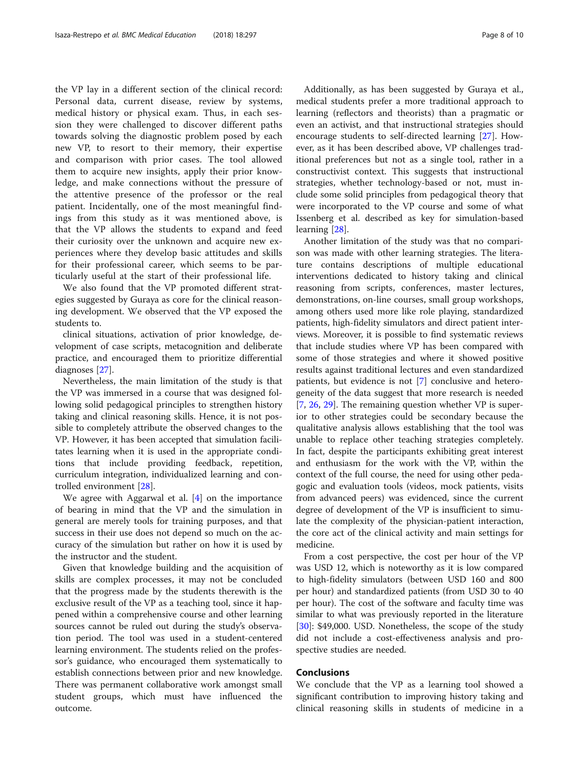the VP lay in a different section of the clinical record: Personal data, current disease, review by systems, medical history or physical exam. Thus, in each session they were challenged to discover different paths towards solving the diagnostic problem posed by each new VP, to resort to their memory, their expertise and comparison with prior cases. The tool allowed them to acquire new insights, apply their prior knowledge, and make connections without the pressure of the attentive presence of the professor or the real patient. Incidentally, one of the most meaningful findings from this study as it was mentioned above, is that the VP allows the students to expand and feed their curiosity over the unknown and acquire new experiences where they develop basic attitudes and skills for their professional career, which seems to be particularly useful at the start of their professional life.

We also found that the VP promoted different strategies suggested by Guraya as core for the clinical reasoning development. We observed that the VP exposed the students to.

clinical situations, activation of prior knowledge, development of case scripts, metacognition and deliberate practice, and encouraged them to prioritize differential diagnoses [27].

Nevertheless, the main limitation of the study is that the VP was immersed in a course that was designed following solid pedagogical principles to strengthen history taking and clinical reasoning skills. Hence, it is not possible to completely attribute the observed changes to the VP. However, it has been accepted that simulation facilitates learning when it is used in the appropriate conditions that include providing feedback, repetition, curriculum integration, individualized learning and controlled environment [28].

We agree with Aggarwal et al. [4] on the importance of bearing in mind that the VP and the simulation in general are merely tools for training purposes, and that success in their use does not depend so much on the accuracy of the simulation but rather on how it is used by the instructor and the student.

Given that knowledge building and the acquisition of skills are complex processes, it may not be concluded that the progress made by the students therewith is the exclusive result of the VP as a teaching tool, since it happened within a comprehensive course and other learning sources cannot be ruled out during the study's observation period. The tool was used in a student-centered learning environment. The students relied on the professor's guidance, who encouraged them systematically to establish connections between prior and new knowledge. There was permanent collaborative work amongst small student groups, which must have influenced the outcome.

Additionally, as has been suggested by Guraya et al., medical students prefer a more traditional approach to learning (reflectors and theorists) than a pragmatic or even an activist, and that instructional strategies should encourage students to self-directed learning [27]. However, as it has been described above, VP challenges traditional preferences but not as a single tool, rather in a constructivist context. This suggests that instructional strategies, whether technology-based or not, must include some solid principles from pedagogical theory that were incorporated to the VP course and some of what Issenberg et al. described as key for simulation-based learning [28].

Another limitation of the study was that no comparison was made with other learning strategies. The literature contains descriptions of multiple educational interventions dedicated to history taking and clinical reasoning from scripts, conferences, master lectures, demonstrations, on-line courses, small group workshops, among others used more like role playing, standardized patients, high-fidelity simulators and direct patient interviews. Moreover, it is possible to find systematic reviews that include studies where VP has been compared with some of those strategies and where it showed positive results against traditional lectures and even standardized patients, but evidence is not [7] conclusive and heterogeneity of the data suggest that more research is needed [7, 26, 29]. The remaining question whether VP is superior to other strategies could be secondary because the qualitative analysis allows establishing that the tool was unable to replace other teaching strategies completely. In fact, despite the participants exhibiting great interest and enthusiasm for the work with the VP, within the context of the full course, the need for using other pedagogic and evaluation tools (videos, mock patients, visits from advanced peers) was evidenced, since the current degree of development of the VP is insufficient to simulate the complexity of the physician-patient interaction, the core act of the clinical activity and main settings for medicine.

From a cost perspective, the cost per hour of the VP was USD 12, which is noteworthy as it is low compared to high-fidelity simulators (between USD 160 and 800 per hour) and standardized patients (from USD 30 to 40 per hour). The cost of the software and faculty time was similar to what was previously reported in the literature [30]: $49,000. USD. Nonetheless, the scope of the study did not include a cost-effectiveness analysis and prospective studies are needed.

## Conclusions

We conclude that the VP as a learning tool showed a significant contribution to improving history taking and clinical reasoning skills in students of medicine in a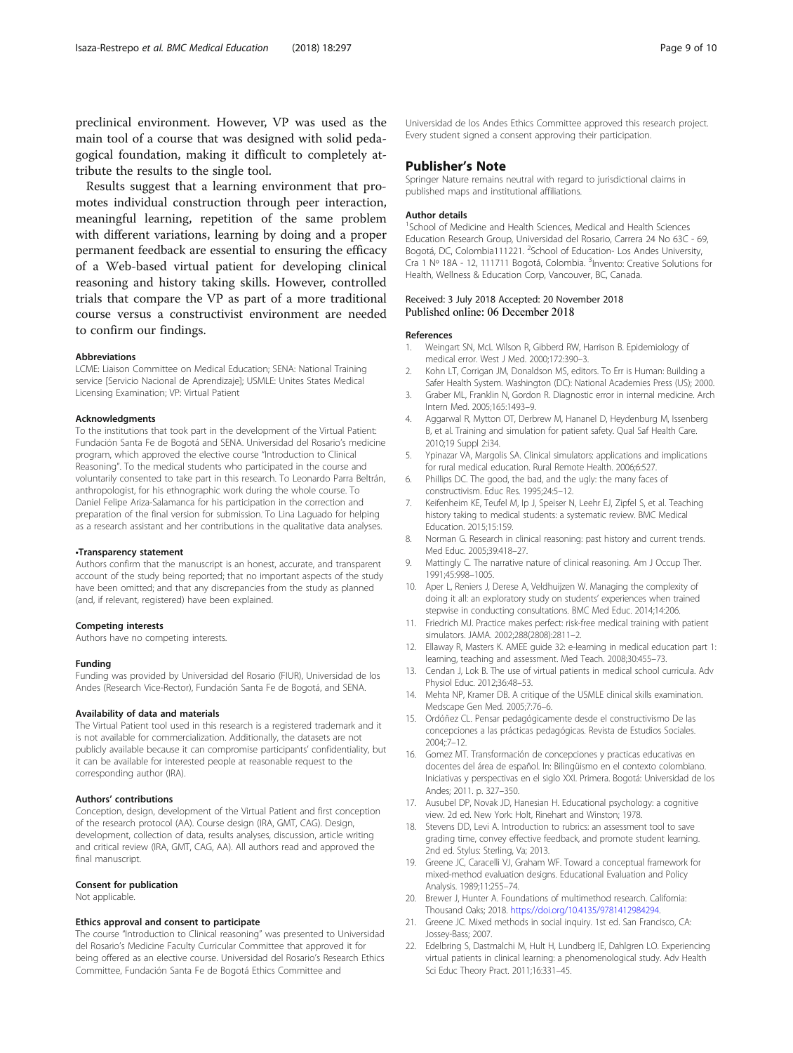preclinical environment. However, VP was used as the main tool of a course that was designed with solid pedagogical foundation, making it difficult to completely attribute the results to the single tool.

Results suggest that a learning environment that promotes individual construction through peer interaction, meaningful learning, repetition of the same problem with different variations, learning by doing and a proper permanent feedback are essential to ensuring the efficacy of a Web-based virtual patient for developing clinical reasoning and history taking skills. However, controlled trials that compare the VP as part of a more traditional course versus a constructivist environment are needed to confirm our findings.

#### Abbreviations

LCME: Liaison Committee on Medical Education; SENA: National Training service [Servicio Nacional de Aprendizaje]; USMLE: Unites States Medical Licensing Examination; VP: Virtual Patient

#### Acknowledgments

To the institutions that took part in the development of the Virtual Patient: Fundación Santa Fe de Bogotá and SENA. Universidad del Rosario's medicine program, which approved the elective course "Introduction to Clinical Reasoning". To the medical students who participated in the course and voluntarily consented to take part in this research. To Leonardo Parra Beltrán, anthropologist, for his ethnographic work during the whole course. To Daniel Felipe Ariza-Salamanca for his participation in the correction and preparation of the final version for submission. To Lina Laguado for helping as a research assistant and her contributions in the qualitative data analyses.

#### •Transparency statement

Authors confirm that the manuscript is an honest, accurate, and transparent account of the study being reported; that no important aspects of the study have been omitted; and that any discrepancies from the study as planned (and, if relevant, registered) have been explained.

#### Competing interests

Authors have no competing interests.

#### Funding

Funding was provided by Universidad del Rosario (FIUR), Universidad de los Andes (Research Vice-Rector), Fundación Santa Fe de Bogotá, and SENA.

#### Availability of data and materials

The Virtual Patient tool used in this research is a registered trademark and it is not available for commercialization. Additionally, the datasets are not publicly available because it can compromise participants' confidentiality, but it can be available for interested people at reasonable request to the corresponding author (IRA).

#### Authors' contributions

Conception, design, development of the Virtual Patient and first conception of the research protocol (AA). Course design (IRA, GMT, CAG). Design, development, collection of data, results analyses, discussion, article writing and critical review (IRA, GMT, CAG, AA). All authors read and approved the final manuscript.

#### Consent for publication

Not applicable.

#### Ethics approval and consent to participate

The course "Introduction to Clinical reasoning" was presented to Universidad del Rosario's Medicine Faculty Curricular Committee that approved it for being offered as an elective course. Universidad del Rosario's Research Ethics Committee, Fundación Santa Fe de Bogotá Ethics Committee and Universidad de los Andes Ethics Committee approved this research project. Every student signed a consent approving their participation.

## Publisher's Note

Springer Nature remains neutral with regard to jurisdictional claims in published maps and institutional affiliations.

#### Author details

[1]School of Medicine and Health Sciences, Medical and Health Sciences Education Research Group, Universidad del Rosario, Carrera 24 No 63C - 69, Bogotá, DC, Colombia111221. [2]School of Education- Los Andes University, Cra 1 Nº 18A - 12, 111711 Bogotá, Colombia. [3]Invento: Creative Solutions for Health, Wellness & Education Corp, Vancouver, BC, Canada.

Received: 3 July 2018 Accepted: 20 November 2018
Published online: 06 December 2018

#### References

1. Weingart SN, McL Wilson R, Gibberd RW, Harrison B. Epidemiology of medical error. West J Med. 2000;172:390–3.
2. Kohn LT, Corrigan JM, Donaldson MS, editors. To Err is Human: Building a Safer Health System. Washington (DC): National Academies Press (US); 2000.
3. Graber ML, Franklin N, Gordon R. Diagnostic error in internal medicine. Arch Intern Med. 2005;165:1493–9.
4. Aggarwal R, Mytton OT, Derbrew M, Hananel D, Heydenburg M, Issenberg B, et al. Training and simulation for patient safety. Qual Saf Health Care. 2010;19 Suppl 2:i34.
5. Ypinazar VA, Margolis SA. Clinical simulators: applications and implications for rural medical education. Rural Remote Health. 2006;6:527.
6. Phillips DC. The good, the bad, and the ugly: the many faces of constructivism. Educ Res. 1995;24:5–12.
7. Keifenheim KE, Teufel M, Ip J, Speiser N, Leehr EJ, Zipfel S, et al. Teaching history taking to medical students: a systematic review. BMC Medical Education. 2015;15:159.
8. Norman G. Research in clinical reasoning: past history and current trends. Med Educ. 2005;39:418–27.
9. Mattingly C. The narrative nature of clinical reasoning. Am J Occup Ther. 1991;45:998–1005.
10. Aper L, Reniers J, Derese A, Veldhuijzen W. Managing the complexity of doing it all: an exploratory study on students' experiences when trained stepwise in conducting consultations. BMC Med Educ. 2014;14:206.
11. Friedrich MJ. Practice makes perfect: risk-free medical training with patient simulators. JAMA. 2002;288(2808):2811–2.
12. Ellaway R, Masters K. AMEE guide 32: e-learning in medical education part 1: learning, teaching and assessment. Med Teach. 2008;30:455–73.
13. Cendan J, Lok B. The use of virtual patients in medical school curricula. Adv Physiol Educ. 2012;36:48–53.
14. Mehta NP, Kramer DB. A critique of the USMLE clinical skills examination. Medscape Gen Med. 2005;7:76–6.
15. Ordóñez CL. Pensar pedagógicamente desde el constructivismo De las concepciones a las prácticas pedagógicas. Revista de Estudios Sociales. 2004;:7–12.
16. Gomez MT. Transformación de concepciones y practicas educativas en docentes del área de español. In: Bilingüismo en el contexto colombiano. Iniciativas y perspectivas en el siglo XXI. Primera. Bogotá: Universidad de los Andes; 2011. p. 327–350.
17. Ausubel DP, Novak JD, Hanesian H. Educational psychology: a cognitive view. 2d ed. New York: Holt, Rinehart and Winston; 1978.
18. Stevens DD, Levi A. Introduction to rubrics: an assessment tool to save grading time, convey effective feedback, and promote student learning. 2nd ed. Stylus: Sterling, Va; 2013.
19. Greene JC, Caracelli VJ, Graham WF. Toward a conceptual framework for mixed-method evaluation designs. Educational Evaluation and Policy Analysis. 1989;11:255–74.
20. Brewer J, Hunter A. Foundations of multimethod research. California: Thousand Oaks; 2018. https://doi.org/10.4135/9781412984294.
21. Greene JC. Mixed methods in social inquiry. 1st ed. San Francisco, CA: Jossey-Bass; 2007.
22. Edelbring S, Dastmalchi M, Hult H, Lundberg IE, Dahlgren LO. Experiencing virtual patients in clinical learning: a phenomenological study. Adv Health Sci Educ Theory Pract. 2011;16:331–45.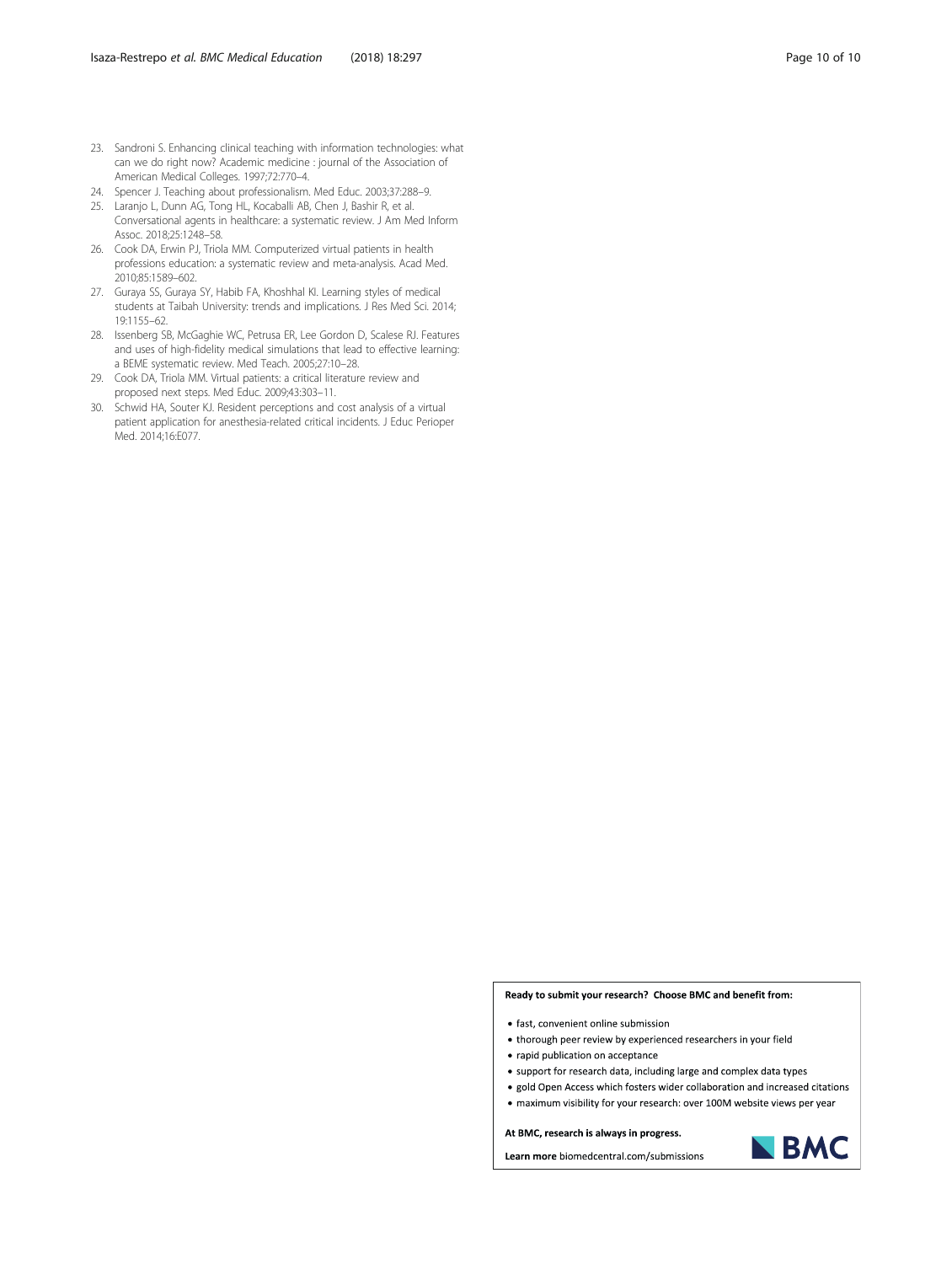23. Sandroni S. Enhancing clinical teaching with information technologies: what can we do right now? Academic medicine : journal of the Association of American Medical Colleges. 1997;72:770–4.
24. Spencer J. Teaching about professionalism. Med Educ. 2003;37:288–9.
25. Laranjo L, Dunn AG, Tong HL, Kocaballi AB, Chen J, Bashir R, et al. Conversational agents in healthcare: a systematic review. J Am Med Inform Assoc. 2018;25:1248–58.
26. Cook DA, Erwin PJ, Triola MM. Computerized virtual patients in health professions education: a systematic review and meta-analysis. Acad Med. 2010;85:1589–602.
27. Guraya SS, Guraya SY, Habib FA, Khoshhal KI. Learning styles of medical students at Taibah University: trends and implications. J Res Med Sci. 2014; 19:1155–62.
28. Issenberg SB, McGaghie WC, Petrusa ER, Lee Gordon D, Scalese RJ. Features and uses of high-fidelity medical simulations that lead to effective learning: a BEME systematic review. Med Teach. 2005;27:10–28.
29. Cook DA, Triola MM. Virtual patients: a critical literature review and proposed next steps. Med Educ. 2009;43:303–11.
30. Schwid HA, Souter KJ. Resident perceptions and cost analysis of a virtual patient application for anesthesia-related critical incidents. J Educ Perioper Med. 2014;16:E077.

**Ready to submit your research? Choose BMC and benefit from:**

- fast, convenient online submission
- thorough peer review by experienced researchers in your field
- rapid publication on acceptance
- support for research data, including large and complex data types
- gold Open Access which fosters wider collaboration and increased citations
- maximum visibility for your research: over 100M website views per year

**At BMC, research is always in progress.**

**Learn more** biomedcentral.com/submissions

BMC